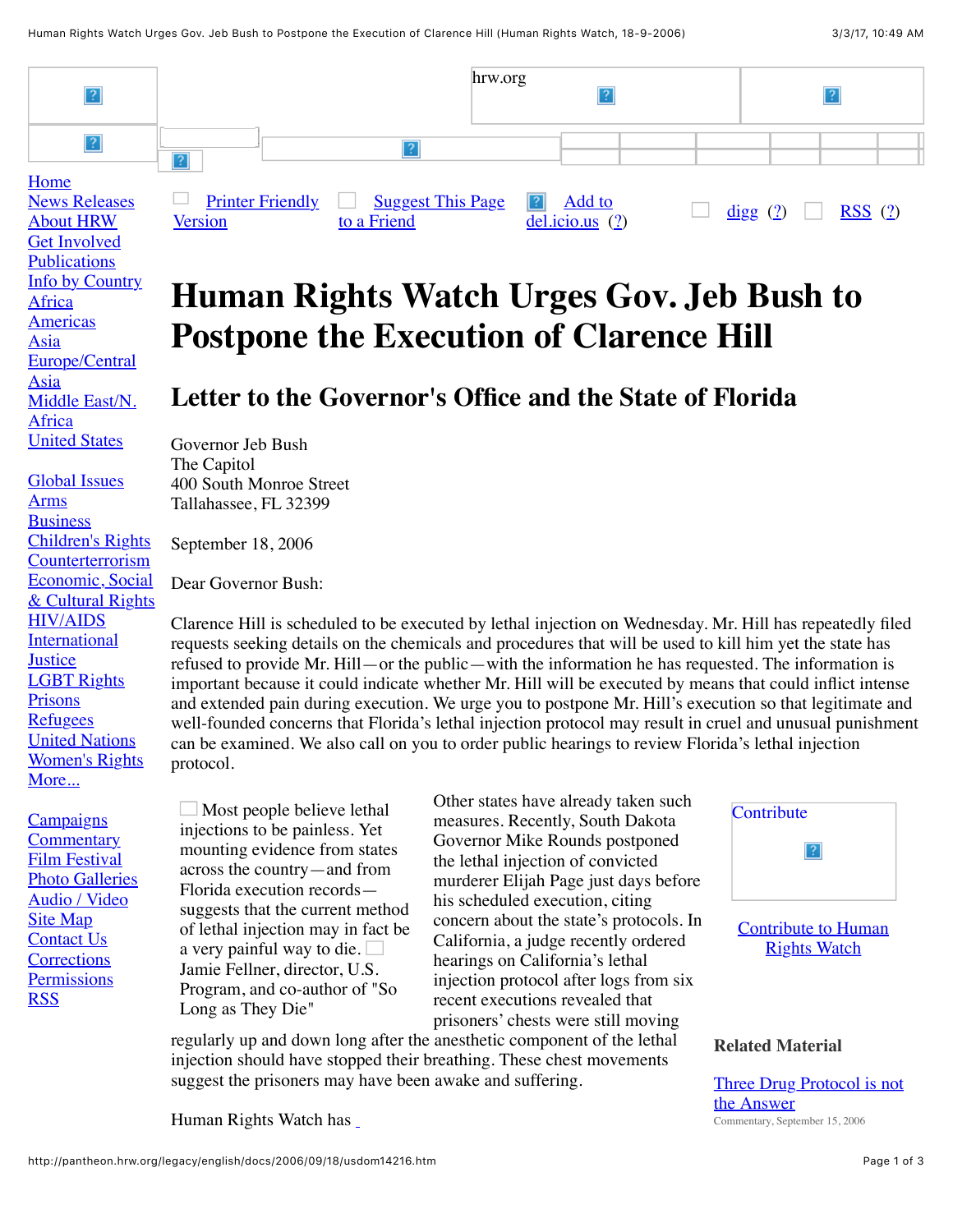hrw.org

Home
News Releases
About HRW
Get Involved
Publications
Info by Country
Africa
Americas
Asia
Europe/Central Asia
Middle East/N. Africa
United States

Global Issues
Arms
Business
Children's Rights
Counterterrorism
Economic, Social & Cultural Rights
HIV/AIDS
International Justice
LGBT Rights
Prisons
Refugees
United Nations
Women's Rights
More...

Campaigns
Commentary
Film Festival
Photo Galleries
Audio / Video
Site Map
Contact Us
Corrections
Permissions
RSS

Printer Friendly Version | Suggest This Page to a Friend | Add to del.icio.us (?) | digg (?) | RSS (?)

# Human Rights Watch Urges Gov. Jeb Bush to Postpone the Execution of Clarence Hill

## Letter to the Governor's Office and the State of Florida

Governor Jeb Bush
The Capitol
400 South Monroe Street
Tallahassee, FL 32399

September 18, 2006

Dear Governor Bush:

Clarence Hill is scheduled to be executed by lethal injection on Wednesday. Mr. Hill has repeatedly filed requests seeking details on the chemicals and procedures that will be used to kill him yet the state has refused to provide Mr. Hill—or the public—with the information he has requested. The information is important because it could indicate whether Mr. Hill will be executed by means that could inflict intense and extended pain during execution. We urge you to postpone Mr. Hill's execution so that legitimate and well-founded concerns that Florida's lethal injection protocol may result in cruel and unusual punishment can be examined. We also call on you to order public hearings to review Florida's lethal injection protocol.

> Most people believe lethal injections to be painless. Yet mounting evidence from states across the country—and from Florida execution records—suggests that the current method of lethal injection may in fact be a very painful way to die.
>
> Jamie Fellner, director, U.S. Program, and co-author of "So Long as They Die"

Other states have already taken such measures. Recently, South Dakota Governor Mike Rounds postponed the lethal injection of convicted murderer Elijah Page just days before his scheduled execution, citing concern about the state's protocols. In California, a judge recently ordered hearings on California's lethal injection protocol after logs from six recent executions revealed that prisoners' chests were still moving regularly up and down long after the anesthetic component of the lethal injection should have stopped their breathing. These chest movements suggest the prisoners may have been awake and suffering.

Human Rights Watch has

Contribute

Contribute to Human Rights Watch

**Related Material**

Three Drug Protocol is not the Answer
Commentary, September 15, 2006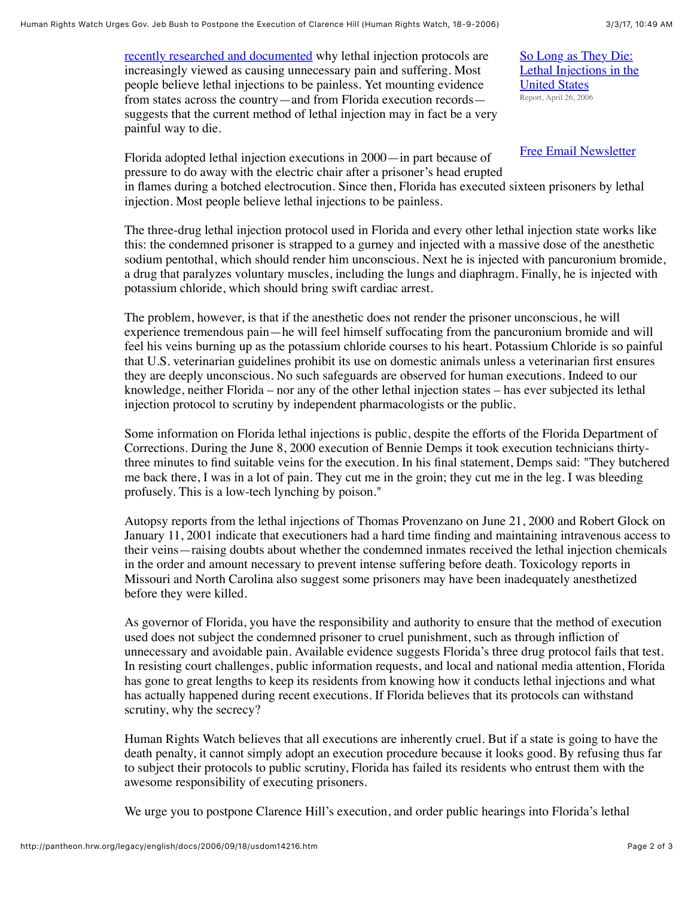recently researched and documented why lethal injection protocols are increasingly viewed as causing unnecessary pain and suffering. Most people believe lethal injections to be painless. Yet mounting evidence from states across the country—and from Florida execution records—suggests that the current method of lethal injection may in fact be a very painful way to die.

So Long as They Die: Lethal Injections in the United States
Report, April 26, 2006

Free Email Newsletter

Florida adopted lethal injection executions in 2000—in part because of pressure to do away with the electric chair after a prisoner's head erupted in flames during a botched electrocution. Since then, Florida has executed sixteen prisoners by lethal injection. Most people believe lethal injections to be painless.

The three-drug lethal injection protocol used in Florida and every other lethal injection state works like this: the condemned prisoner is strapped to a gurney and injected with a massive dose of the anesthetic sodium pentothal, which should render him unconscious. Next he is injected with pancuronium bromide, a drug that paralyzes voluntary muscles, including the lungs and diaphragm. Finally, he is injected with potassium chloride, which should bring swift cardiac arrest.

The problem, however, is that if the anesthetic does not render the prisoner unconscious, he will experience tremendous pain—he will feel himself suffocating from the pancuronium bromide and will feel his veins burning up as the potassium chloride courses to his heart. Potassium Chloride is so painful that U.S. veterinarian guidelines prohibit its use on domestic animals unless a veterinarian first ensures they are deeply unconscious. No such safeguards are observed for human executions. Indeed to our knowledge, neither Florida – nor any of the other lethal injection states – has ever subjected its lethal injection protocol to scrutiny by independent pharmacologists or the public.

Some information on Florida lethal injections is public, despite the efforts of the Florida Department of Corrections. During the June 8, 2000 execution of Bennie Demps it took execution technicians thirty-three minutes to find suitable veins for the execution. In his final statement, Demps said: "They butchered me back there, I was in a lot of pain. They cut me in the groin; they cut me in the leg. I was bleeding profusely. This is a low-tech lynching by poison."

Autopsy reports from the lethal injections of Thomas Provenzano on June 21, 2000 and Robert Glock on January 11, 2001 indicate that executioners had a hard time finding and maintaining intravenous access to their veins—raising doubts about whether the condemned inmates received the lethal injection chemicals in the order and amount necessary to prevent intense suffering before death. Toxicology reports in Missouri and North Carolina also suggest some prisoners may have been inadequately anesthetized before they were killed.

As governor of Florida, you have the responsibility and authority to ensure that the method of execution used does not subject the condemned prisoner to cruel punishment, such as through infliction of unnecessary and avoidable pain. Available evidence suggests Florida's three drug protocol fails that test. In resisting court challenges, public information requests, and local and national media attention, Florida has gone to great lengths to keep its residents from knowing how it conducts lethal injections and what has actually happened during recent executions. If Florida believes that its protocols can withstand scrutiny, why the secrecy?

Human Rights Watch believes that all executions are inherently cruel. But if a state is going to have the death penalty, it cannot simply adopt an execution procedure because it looks good. By refusing thus far to subject their protocols to public scrutiny, Florida has failed its residents who entrust them with the awesome responsibility of executing prisoners.

We urge you to postpone Clarence Hill's execution, and order public hearings into Florida's lethal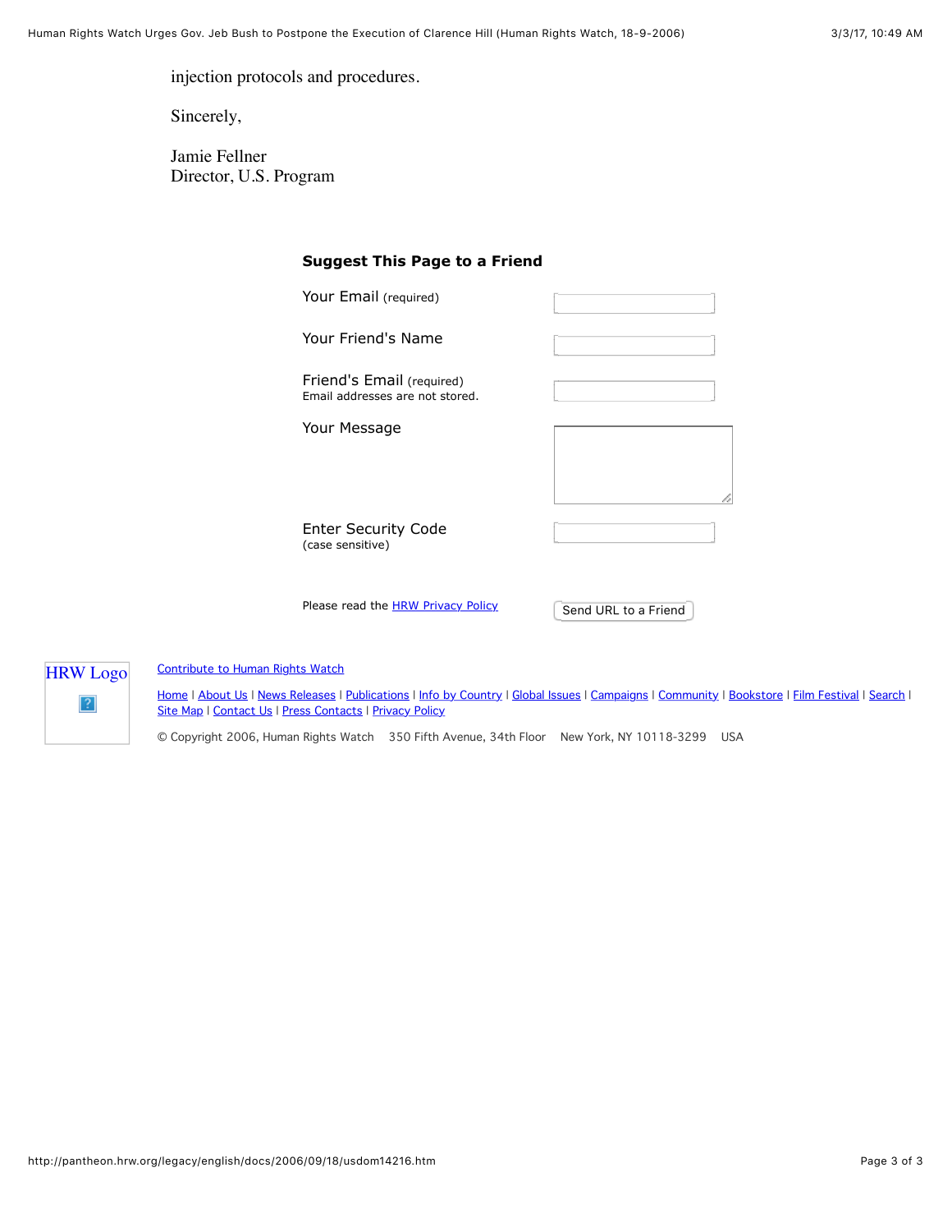injection protocols and procedures.

Sincerely,

Jamie Fellner
Director, U.S. Program

**Suggest This Page to a Friend**

Your Email (required)

Your Friend's Name

Friend's Email (required)
Email addresses are not stored.

Your Message

Enter Security Code
(case sensitive)

Please read the HRW Privacy Policy

Send URL to a Friend

HRW Logo

Contribute to Human Rights Watch

Home | About Us | News Releases | Publications | Info by Country | Global Issues | Campaigns | Community | Bookstore | Film Festival | Search | Site Map | Contact Us | Press Contacts | Privacy Policy

© Copyright 2006, Human Rights Watch 350 Fifth Avenue, 34th Floor New York, NY 10118-3299 USA